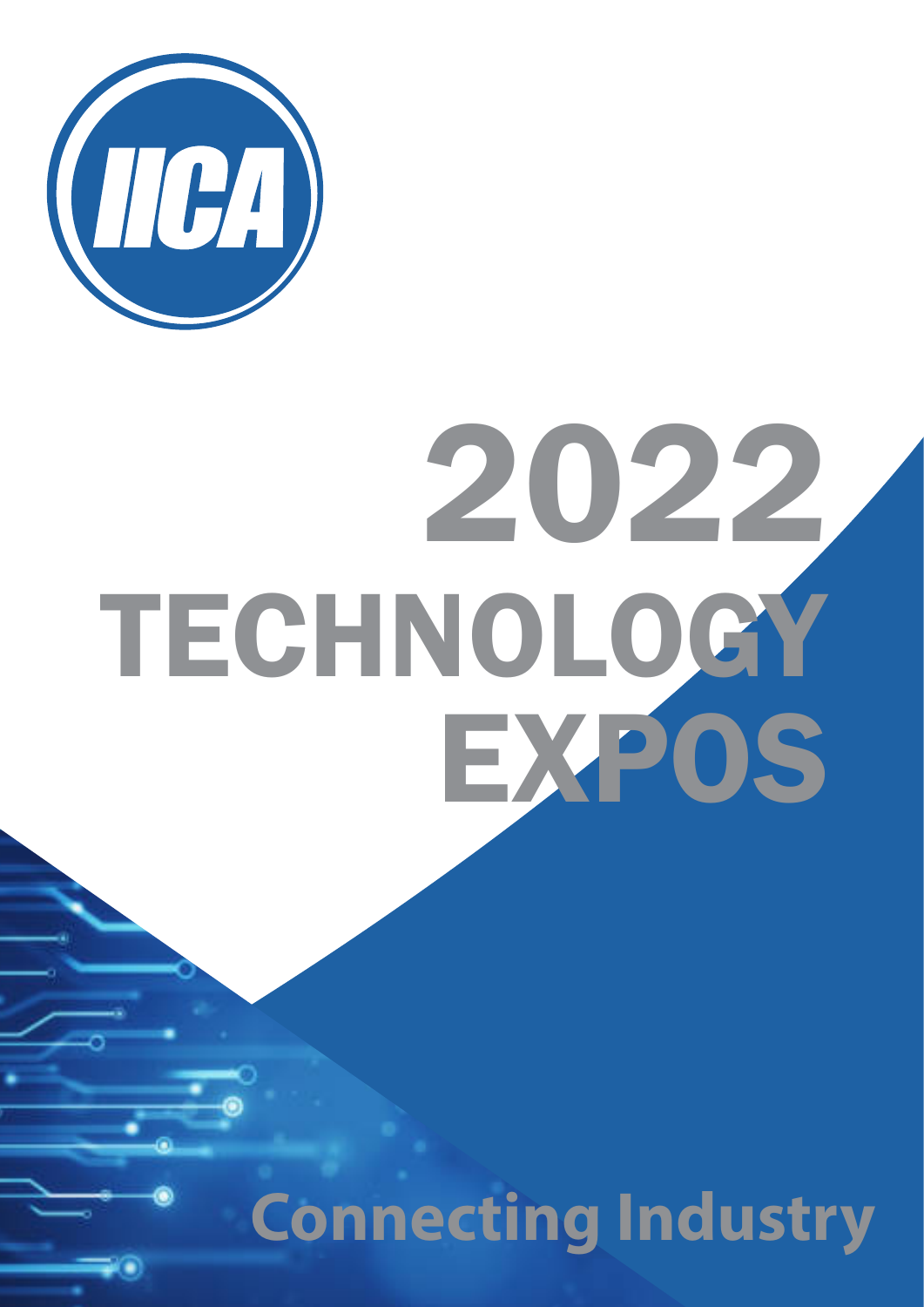IICA

# 2022 TECHNOLOGY EXPOS

**Connecting Industry**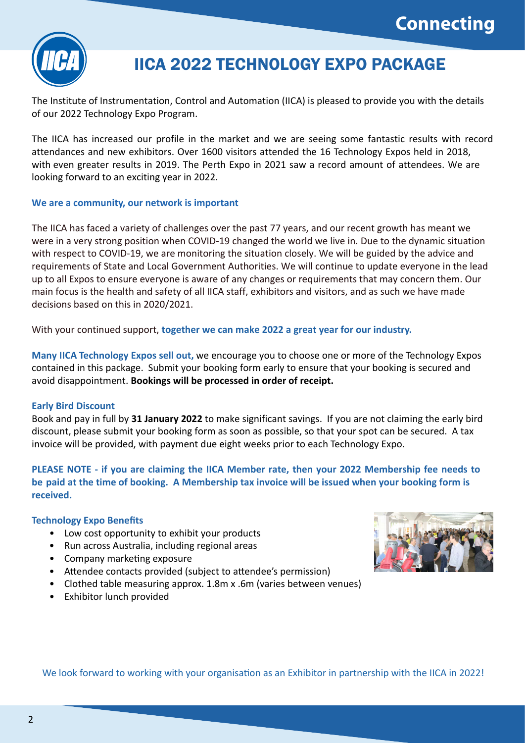# IICA 2022 TECHNOLOGY EXPO PACKAGE

The Institute of Instrumentation, Control and Automation (IICA) is pleased to provide you with the details of our 2022 Technology Expo Program.

The IICA has increased our profile in the market and we are seeing some fantastic results with record attendances and new exhibitors. Over 1600 visitors attended the 16 Technology Expos held in 2018, with even greater results in 2019. The Perth Expo in 2021 saw a record amount of attendees. We are looking forward to an exciting year in 2022.

**We are a community, our network is important**

The IICA has faced a variety of challenges over the past 77 years, and our recent growth has meant we were in a very strong position when COVID-19 changed the world we live in. Due to the dynamic situation with respect to COVID-19, we are monitoring the situation closely. We will be guided by the advice and requirements of State and Local Government Authorities. We will continue to update everyone in the lead up to all Expos to ensure everyone is aware of any changes or requirements that may concern them. Our main focus is the health and safety of all IICA staff, exhibitors and visitors, and as such we have made decisions based on this in 2020/2021.

With your continued support, **together we can make 2022 a great year for our industry.**

**Many IICA Technology Expos sell out,** we encourage you to choose one or more of the Technology Expos contained in this package. Submit your booking form early to ensure that your booking is secured and avoid disappointment. **Bookings will be processed in order of receipt.**

**Early Bird Discount**

Book and pay in full by **31 January 2022** to make significant savings. If you are not claiming the early bird discount, please submit your booking form as soon as possible, so that your spot can be secured. A tax invoice will be provided, with payment due eight weeks prior to each Technology Expo.

**PLEASE NOTE - if you are claiming the IICA Member rate, then your 2022 Membership fee needs to be paid at the time of booking. A Membership tax invoice will be issued when your booking form is received.**

**Technology Expo Benefits**

- Low cost opportunity to exhibit your products
- Run across Australia, including regional areas
- Company marketing exposure
- Attendee contacts provided (subject to attendee's permission)
- Clothed table measuring approx. 1.8m x .6m (varies between venues)
- Exhibitor lunch provided

We look forward to working with your organisation as an Exhibitor in partnership with the IICA in 2022!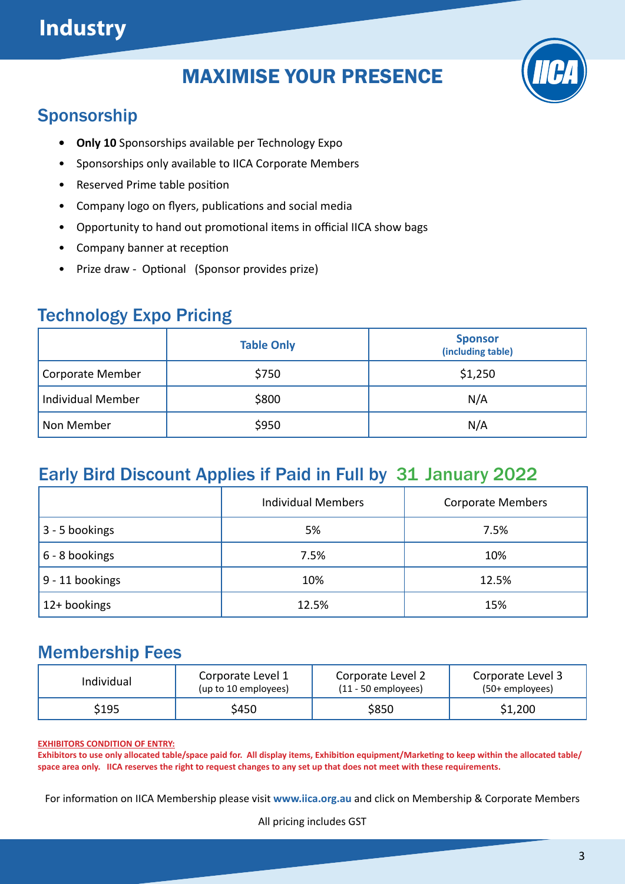# Industry

## MAXIMISE YOUR PRESENCE

### Sponsorship

- **Only 10** Sponsorships available per Technology Expo
- Sponsorships only available to IICA Corporate Members
- Reserved Prime table position
- Company logo on flyers, publications and social media
- Opportunity to hand out promotional items in official IICA show bags
- Company banner at reception
- Prize draw - Optional (Sponsor provides prize)

### Technology Expo Pricing

| | Table Only | Sponsor (including table) |
|---|---|---|
| Corporate Member | $750 | $1,250 |
| Individual Member | $800 | N/A |
| Non Member | $950 | N/A |

### Early Bird Discount Applies if Paid in Full by 31 January 2022

| | Individual Members | Corporate Members |
|---|---|---|
| 3 - 5 bookings | 5% | 7.5% |
| 6 - 8 bookings | 7.5% | 10% |
| 9 - 11 bookings | 10% | 12.5% |
| 12+ bookings | 12.5% | 15% |

### Membership Fees

| Individual | Corporate Level 1 (up to 10 employees) | Corporate Level 2 (11 - 50 employees) | Corporate Level 3 (50+ employees) |
|---|---|---|---|
| $195 | $450 | $850 | $1,200 |

**EXHIBITORS CONDITION OF ENTRY:**

**Exhibitors to use only allocated table/space paid for. All display items, Exhibition equipment/Marketing to keep within the allocated table/space area only. IICA reserves the right to request changes to any set up that does not meet with these requirements.**

For information on IICA Membership please visit **www.iica.org.au** and click on Membership & Corporate Members

All pricing includes GST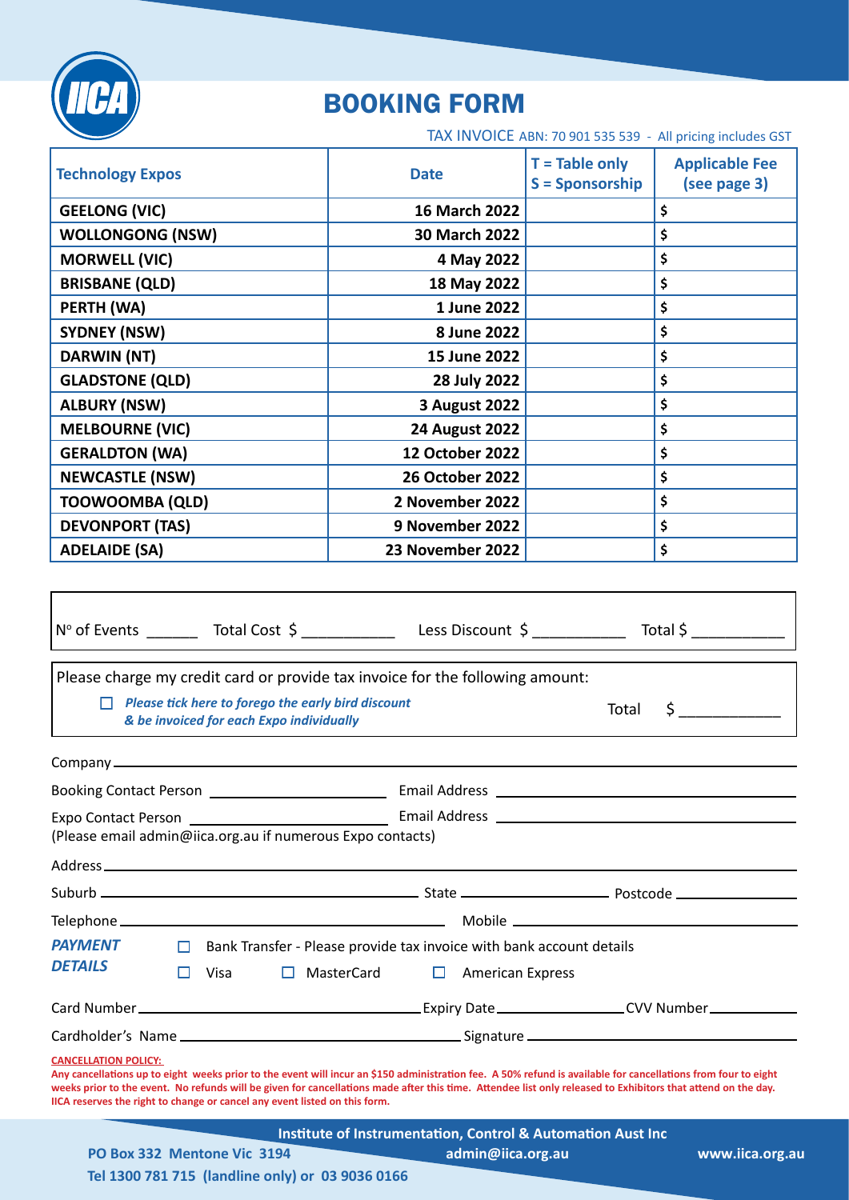# BOOKING FORM

TAX INVOICE ABN: 70 901 535 539 - All pricing includes GST

| Technology Expos | Date | T = Table only S = Sponsorship | Applicable Fee (see page 3) |
|---|---|---|---|
| GEELONG (VIC) | 16 March 2022 | | $ |
| WOLLONGONG (NSW) | 30 March 2022 | | $ |
| MORWELL (VIC) | 4 May 2022 | | $ |
| BRISBANE (QLD) | 18 May 2022 | | $ |
| PERTH (WA) | 1 June 2022 | | $ |
| SYDNEY (NSW) | 8 June 2022 | | $ |
| DARWIN (NT) | 15 June 2022 | | $ |
| GLADSTONE (QLD) | 28 July 2022 | | $ |
| ALBURY (NSW) | 3 August 2022 | | $ |
| MELBOURNE (VIC) | 24 August 2022 | | $ |
| GERALDTON (WA) | 12 October 2022 | | $ |
| NEWCASTLE (NSW) | 26 October 2022 | | $ |
| TOOWOOMBA (QLD) | 2 November 2022 | | $ |
| DEVONPORT (TAS) | 9 November 2022 | | $ |
| ADELAIDE (SA) | 23 November 2022 | | $ |

Nº of Events ______ Total Cost $ __________ Less Discount $ __________ Total $ __________

Please charge my credit card or provide tax invoice for the following amount:

☐ ***Please tick here to forego the early bird discount & be invoiced for each Expo individually***

Total $ __________

Company ______________________________

Booking Contact Person ____________________ Email Address ____________________

Expo Contact Person ____________________ Email Address ____________________

(Please email admin@iica.org.au if numerous Expo contacts)

Address ______________________________

Suburb ____________________ State ____________ Postcode ____________

Telephone ____________________ Mobile ____________________

***PAYMENT DETAILS***

☐ Bank Transfer - Please provide tax invoice with bank account details

☐ Visa ☐ MasterCard ☐ American Express

Card Number ____________________ Expiry Date ____________ CVV Number ____________

Cardholder's Name ____________________ Signature ____________________

**CANCELLATION POLICY:**

**Any cancellations up to eight weeks prior to the event will incur an $150 administration fee. A 50% refund is available for cancellations from four to eight weeks prior to the event. No refunds will be given for cancellations made after this time. Attendee list only released to Exhibitors that attend on the day. IICA reserves the right to change or cancel any event listed on this form.**

**Institute of Instrumentation, Control & Automation Aust Inc**

**PO Box 332 Mentone Vic 3194** **admin@iica.org.au** **www.iica.org.au**

**Tel 1300 781 715 (landline only) or 03 9036 0166**